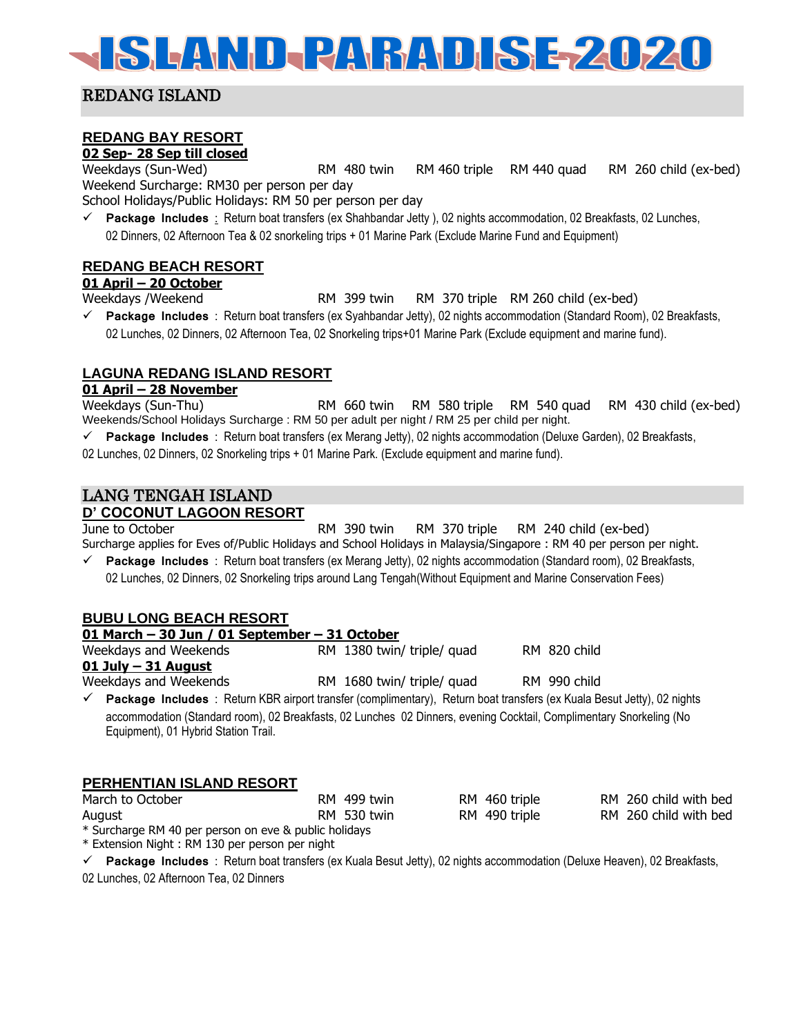# ISLAND PARADISE 2020

## REDANG ISLAND

### REDANG BAY RESORT

**02 Sep- 28 Sep till closed**

| | | | | |
|---|---|---|---|---|
| Weekdays (Sun-Wed) | RM 480 twin | RM 460 triple | RM 440 quad | RM 260 child (ex-bed) |

Weekend Surcharge: RM30 per person per day

School Holidays/Public Holidays: RM 50 per person per day

- ✓ **Package Includes** : Return boat transfers (ex Shahbandar Jetty ), 02 nights accommodation, 02 Breakfasts, 02 Lunches, 02 Dinners, 02 Afternoon Tea & 02 snorkeling trips + 01 Marine Park (Exclude Marine Fund and Equipment)

### REDANG BEACH RESORT

**01 April – 20 October**

| | | | |
|---|---|---|---|
| Weekdays /Weekend | RM 399 twin | RM 370 triple | RM 260 child (ex-bed) |

- ✓ **Package Includes** : Return boat transfers (ex Syahbandar Jetty), 02 nights accommodation (Standard Room), 02 Breakfasts, 02 Lunches, 02 Dinners, 02 Afternoon Tea, 02 Snorkeling trips+01 Marine Park (Exclude equipment and marine fund).

### LAGUNA REDANG ISLAND RESORT

**01 April – 28 November**

| | | | | |
|---|---|---|---|---|
| Weekdays (Sun-Thu) | RM 660 twin | RM 580 triple | RM 540 quad | RM 430 child (ex-bed) |

Weekends/School Holidays Surcharge : RM 50 per adult per night / RM 25 per child per night.

- ✓ **Package Includes** : Return boat transfers (ex Merang Jetty), 02 nights accommodation (Deluxe Garden), 02 Breakfasts, 02 Lunches, 02 Dinners, 02 Snorkeling trips + 01 Marine Park. (Exclude equipment and marine fund).

## LANG TENGAH ISLAND

### D' COCONUT LAGOON RESORT

| | | | |
|---|---|---|---|
| June to October | RM 390 twin | RM 370 triple | RM 240 child (ex-bed) |

Surcharge applies for Eves of/Public Holidays and School Holidays in Malaysia/Singapore : RM 40 per person per night.

- ✓ **Package Includes** : Return boat transfers (ex Merang Jetty), 02 nights accommodation (Standard room), 02 Breakfasts, 02 Lunches, 02 Dinners, 02 Snorkeling trips around Lang Tengah(Without Equipment and Marine Conservation Fees)

### BUBU LONG BEACH RESORT

**01 March – 30 Jun / 01 September – 31 October**

| | | |
|---|---|---|
| Weekdays and Weekends | RM 1380 twin/ triple/ quad | RM 820 child |

**01 July – 31 August**

| | | |
|---|---|---|
| Weekdays and Weekends | RM 1680 twin/ triple/ quad | RM 990 child |

- ✓ **Package Includes** : Return KBR airport transfer (complimentary), Return boat transfers (ex Kuala Besut Jetty), 02 nights accommodation (Standard room), 02 Breakfasts, 02 Lunches 02 Dinners, evening Cocktail, Complimentary Snorkeling (No Equipment), 01 Hybrid Station Trail.

### PERHENTIAN ISLAND RESORT

| | | | |
|---|---|---|---|
| March to October | RM 499 twin | RM 460 triple | RM 260 child with bed |
| August | RM 530 twin | RM 490 triple | RM 260 child with bed |

* Surcharge RM 40 per person on eve & public holidays
* Extension Night : RM 130 per person per night

- ✓ **Package Includes** : Return boat transfers (ex Kuala Besut Jetty), 02 nights accommodation (Deluxe Heaven), 02 Breakfasts, 02 Lunches, 02 Afternoon Tea, 02 Dinners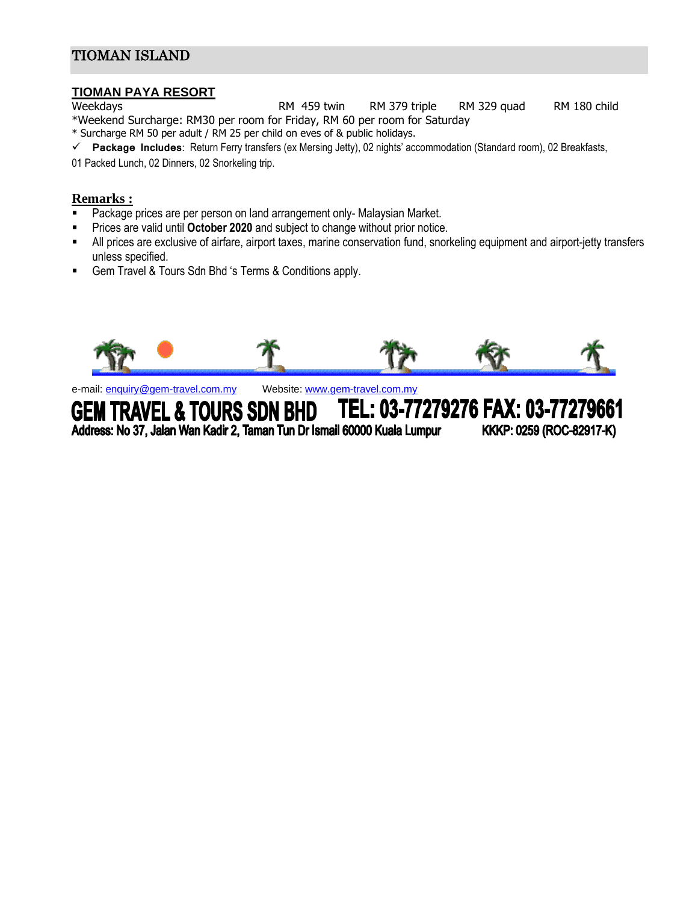## TIOMAN ISLAND

**TIOMAN PAYA RESORT**

| | | | | |
|---|---|---|---|---|
| Weekdays | RM 459 twin | RM 379 triple | RM 329 quad | RM 180 child |

*Weekend Surcharge: RM30 per room for Friday, RM 60 per room for Saturday

* Surcharge RM 50 per adult / RM 25 per child on eves of & public holidays.

✓ **Package Includes**: Return Ferry transfers (ex Mersing Jetty), 02 nights' accommodation (Standard room), 02 Breakfasts, 01 Packed Lunch, 02 Dinners, 02 Snorkeling trip.

**Remarks :**

- Package prices are per person on land arrangement only- Malaysian Market.
- Prices are valid until **October 2020** and subject to change without prior notice.
- All prices are exclusive of airfare, airport taxes, marine conservation fund, snorkeling equipment and airport-jetty transfers unless specified.
- Gem Travel & Tours Sdn Bhd 's Terms & Conditions apply.

e-mail: enquiry@gem-travel.com.my Website: www.gem-travel.com.my

**GEM TRAVEL & TOURS SDN BHD TEL: 03-77279276 FAX: 03-77279661**

**Address: No 37, Jalan Wan Kadir 2, Taman Tun Dr Ismail 60000 Kuala Lumpur KKKP: 0259 (ROC-82917-K)**